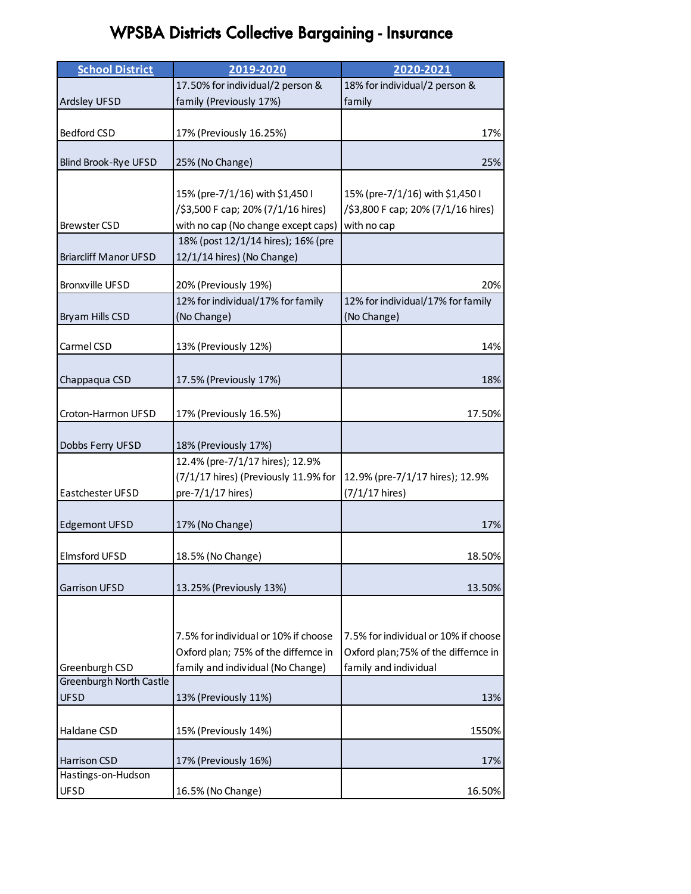# WPSBA Districts Collective Bargaining - Insurance

| School District | 2019-2020 | 2020-2021 |
|---|---|---|
| Ardsley UFSD | 17.50% for individual/2 person & family (Previously 17%) | 18% for individual/2 person & family |
| Bedford CSD | 17% (Previously 16.25%) | 17% |
| Blind Brook-Rye UFSD | 25% (No Change) | 25% |
| Brewster CSD | 15% (pre-7/1/16) with $1,450 I /$3,500 F cap; 20% (7/1/16 hires) with no cap (No change except caps) | 15% (pre-7/1/16) with $1,450 I /$3,800 F cap; 20% (7/1/16 hires) with no cap |
| Briarcliff Manor UFSD | 18% (post 12/1/14 hires); 16% (pre 12/1/14 hires) (No Change) | |
| Bronxville UFSD | 20% (Previously 19%) | 20% |
| Bryam Hills CSD | 12% for individual/17% for family (No Change) | 12% for individual/17% for family (No Change) |
| Carmel CSD | 13% (Previously 12%) | 14% |
| Chappaqua CSD | 17.5% (Previously 17%) | 18% |
| Croton-Harmon UFSD | 17% (Previously 16.5%) | 17.50% |
| Dobbs Ferry UFSD | 18% (Previously 17%) | |
| Eastchester UFSD | 12.4% (pre-7/1/17 hires); 12.9% (7/1/17 hires) (Previously 11.9% for pre-7/1/17 hires) | 12.9% (pre-7/1/17 hires); 12.9% (7/1/17 hires) |
| Edgemont UFSD | 17% (No Change) | 17% |
| Elmsford UFSD | 18.5% (No Change) | 18.50% |
| Garrison UFSD | 13.25% (Previously 13%) | 13.50% |
| Greenburgh CSD | 7.5% for individual or 10% if choose Oxford plan; 75% of the differnce in family and individual (No Change) | 7.5% for individual or 10% if choose Oxford plan;75% of the differnce in family and individual |
| Greenburgh North Castle UFSD | 13% (Previously 11%) | 13% |
| Haldane CSD | 15% (Previously 14%) | 1550% |
| Harrison CSD | 17% (Previously 16%) | 17% |
| Hastings-on-Hudson UFSD | 16.5% (No Change) | 16.50% |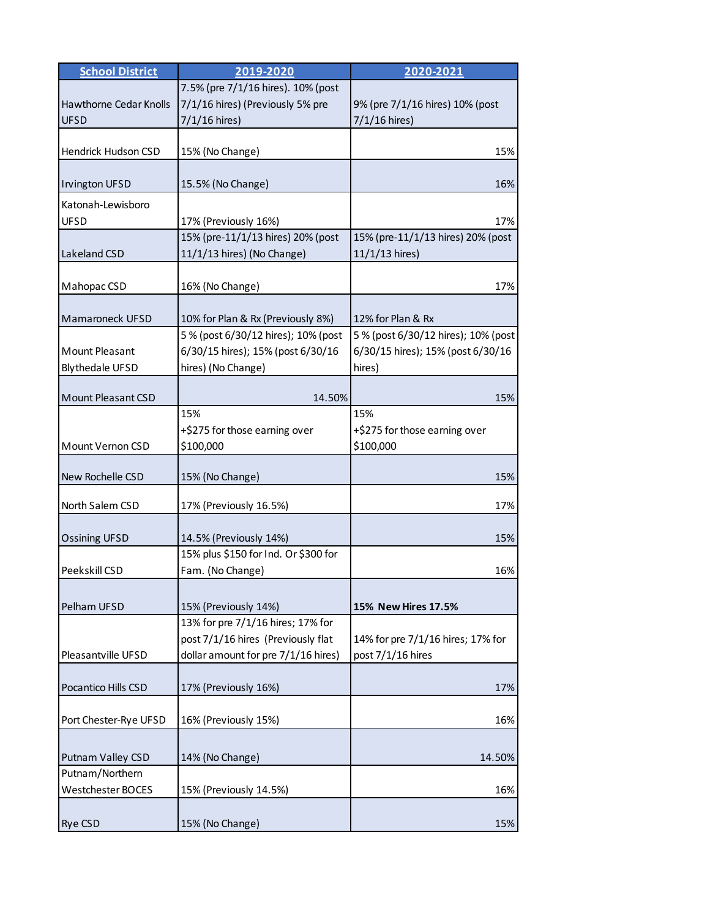| School District | 2019-2020 | 2020-2021 |
| --- | --- | --- |
| Hawthorne Cedar Knolls UFSD | 7.5% (pre 7/1/16 hires). 10% (post 7/1/16 hires) (Previously 5% pre 7/1/16 hires) | 9% (pre 7/1/16 hires) 10% (post 7/1/16 hires) |
| Hendrick Hudson CSD | 15% (No Change) | 15% |
| Irvington UFSD | 15.5% (No Change) | 16% |
| Katonah-Lewisboro UFSD | 17% (Previously 16%) | 17% |
| Lakeland CSD | 15% (pre-11/1/13 hires) 20% (post 11/1/13 hires) (No Change) | 15% (pre-11/1/13 hires) 20% (post 11/1/13 hires) |
| Mahopac CSD | 16% (No Change) | 17% |
| Mamaroneck UFSD | 10% for Plan & Rx (Previously 8%) | 12% for Plan & Rx |
| Mount Pleasant Blythedale UFSD | 5 % (post 6/30/12 hires); 10% (post 6/30/15 hires); 15% (post 6/30/16 hires) (No Change) | 5 % (post 6/30/12 hires); 10% (post 6/30/15 hires); 15% (post 6/30/16 hires) |
| Mount Pleasant CSD | 14.50% | 15% |
| Mount Vernon CSD | 15% +$275 for those earning over $100,000 | 15% +$275 for those earning over $100,000 |
| New Rochelle CSD | 15% (No Change) | 15% |
| North Salem CSD | 17% (Previously 16.5%) | 17% |
| Ossining UFSD | 14.5% (Previously 14%) | 15% |
| Peekskill CSD | 15% plus $150 for Ind. Or $300 for Fam. (No Change) | 16% |
| Pelham UFSD | 15% (Previously 14%) | **15% New Hires 17.5%** |
| Pleasantville UFSD | 13% for pre 7/1/16 hires; 17% for post 7/1/16 hires (Previously flat dollar amount for pre 7/1/16 hires) | 14% for pre 7/1/16 hires; 17% for post 7/1/16 hires |
| Pocantico Hills CSD | 17% (Previously 16%) | 17% |
| Port Chester-Rye UFSD | 16% (Previously 15%) | 16% |
| Putnam Valley CSD | 14% (No Change) | 14.50% |
| Putnam/Northern Westchester BOCES | 15% (Previously 14.5%) | 16% |
| Rye CSD | 15% (No Change) | 15% |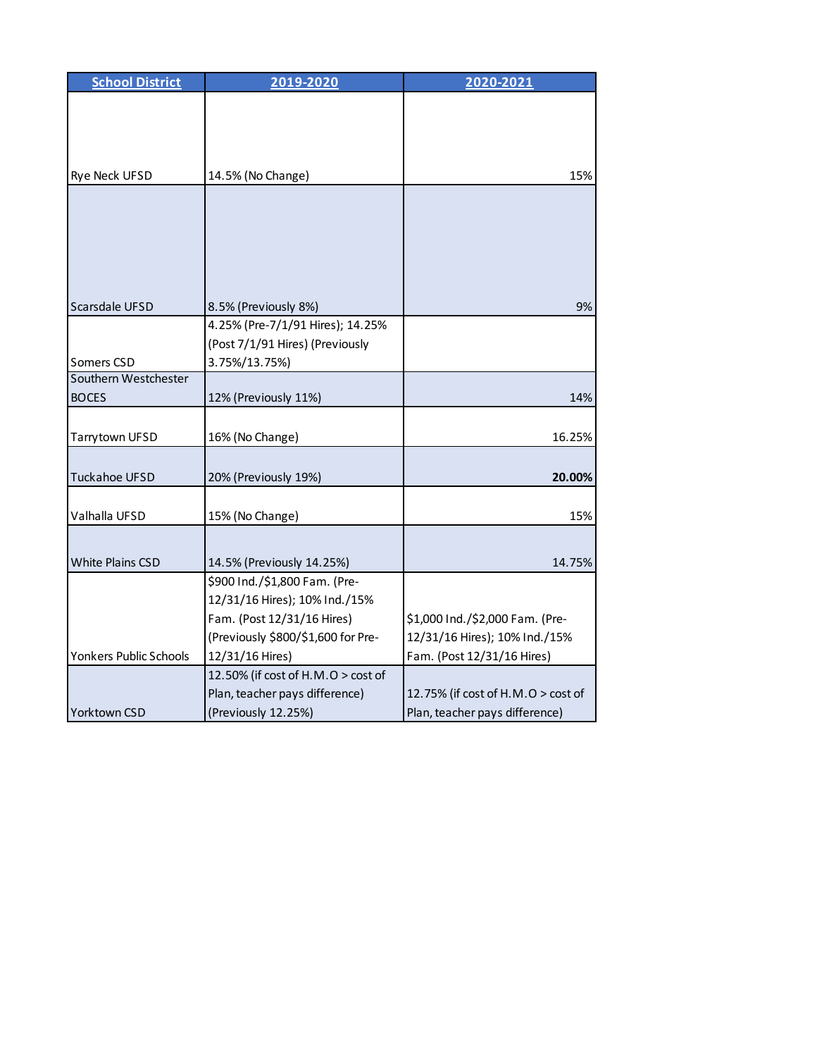| School District | 2019-2020 | 2020-2021 |
| --- | --- | --- |
| Rye Neck UFSD | 14.5% (No Change) | 15% |
| Scarsdale UFSD | 8.5% (Previously 8%) | 9% |
| Somers CSD | 4.25% (Pre-7/1/91 Hires); 14.25% (Post 7/1/91 Hires) (Previously 3.75%/13.75%) | |
| Southern Westchester BOCES | 12% (Previously 11%) | 14% |
| Tarrytown UFSD | 16% (No Change) | 16.25% |
| Tuckahoe UFSD | 20% (Previously 19%) | **20.00%** |
| Valhalla UFSD | 15% (No Change) | 15% |
| White Plains CSD | 14.5% (Previously 14.25%) | 14.75% |
| Yonkers Public Schools | $900 Ind./$1,800 Fam. (Pre-12/31/16 Hires); 10% Ind./15% Fam. (Post 12/31/16 Hires) (Previously $800/$1,600 for Pre-12/31/16 Hires) | $1,000 Ind./$2,000 Fam. (Pre-12/31/16 Hires); 10% Ind./15% Fam. (Post 12/31/16 Hires) |
| Yorktown CSD | 12.50% (if cost of H.M.O > cost of Plan, teacher pays difference) (Previously 12.25%) | 12.75% (if cost of H.M.O > cost of Plan, teacher pays difference) |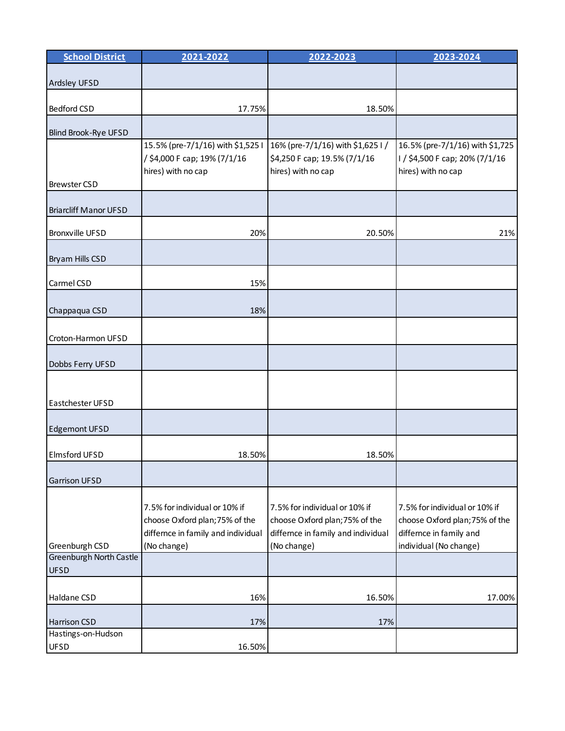| School District | 2021-2022 | 2022-2023 | 2023-2024 |
|---|---|---|---|
| Ardsley UFSD | | | |
| Bedford CSD | 17.75% | 18.50% | |
| Blind Brook-Rye UFSD | | | |
| Brewster CSD | 15.5% (pre-7/1/16) with $1,525 I / $4,000 F cap; 19% (7/1/16 hires) with no cap | 16% (pre-7/1/16) with $1,625 I / $4,250 F cap; 19.5% (7/1/16 hires) with no cap | 16.5% (pre-7/1/16) with $1,725 I / $4,500 F cap; 20% (7/1/16 hires) with no cap |
| Briarcliff Manor UFSD | | | |
| Bronxville UFSD | 20% | 20.50% | 21% |
| Bryam Hills CSD | | | |
| Carmel CSD | 15% | | |
| Chappaqua CSD | 18% | | |
| Croton-Harmon UFSD | | | |
| Dobbs Ferry UFSD | | | |
| Eastchester UFSD | | | |
| Edgemont UFSD | | | |
| Elmsford UFSD | 18.50% | 18.50% | |
| Garrison UFSD | | | |
| Greenburgh CSD | 7.5% for individual or 10% if choose Oxford plan;75% of the differnce in family and individual (No change) | 7.5% for individual or 10% if choose Oxford plan;75% of the differnce in family and individual (No change) | 7.5% for individual or 10% if choose Oxford plan;75% of the differnce in family and individual (No change) |
| Greenburgh North Castle UFSD | | | |
| Haldane CSD | 16% | 16.50% | 17.00% |
| Harrison CSD | 17% | 17% | |
| Hastings-on-Hudson UFSD | 16.50% | | |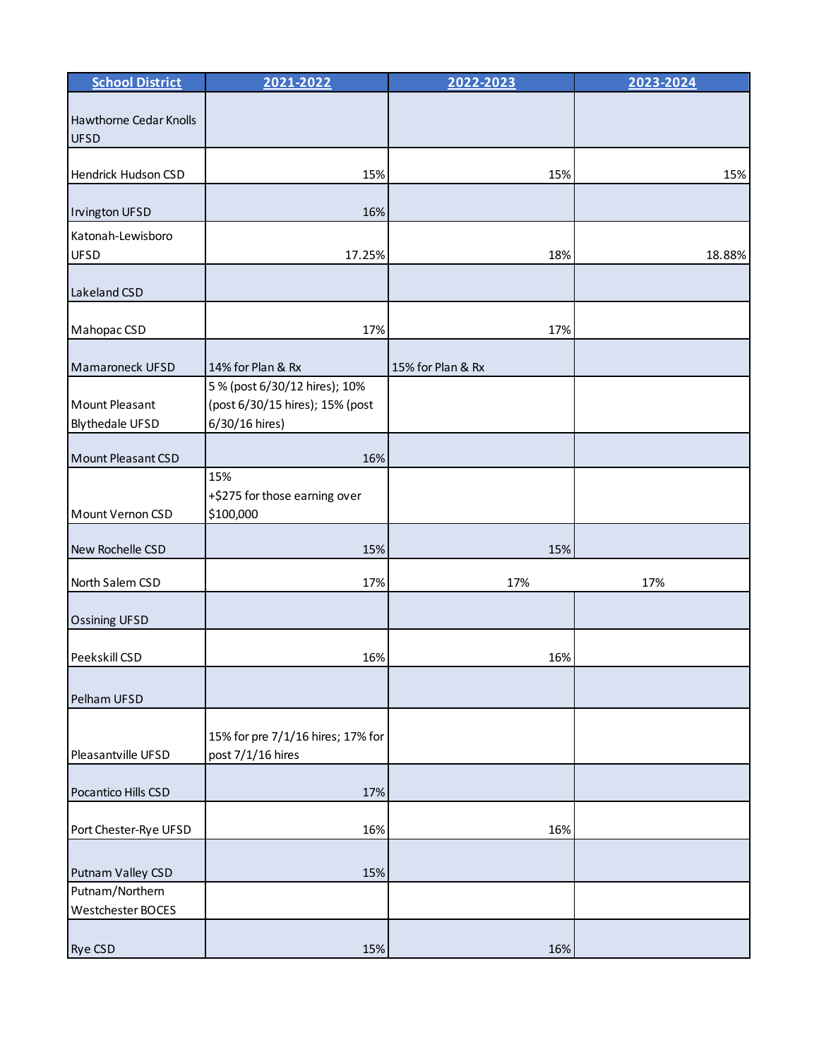| School District | 2021-2022 | 2022-2023 | 2023-2024 |
|---|---|---|---|
| Hawthorne Cedar Knolls UFSD | | | |
| Hendrick Hudson CSD | 15% | 15% | 15% |
| Irvington UFSD | 16% | | |
| Katonah-Lewisboro UFSD | 17.25% | 18% | 18.88% |
| Lakeland CSD | | | |
| Mahopac CSD | 17% | 17% | |
| Mamaroneck UFSD | 14% for Plan & Rx | 15% for Plan & Rx | |
| Mount Pleasant Blythedale UFSD | 5 % (post 6/30/12 hires); 10% (post 6/30/15 hires); 15% (post 6/30/16 hires) | | |
| Mount Pleasant CSD | 16% | | |
| Mount Vernon CSD | 15% +$275 for those earning over $100,000 | | |
| New Rochelle CSD | 15% | 15% | |
| North Salem CSD | 17% | 17% | 17% |
| Ossining UFSD | | | |
| Peekskill CSD | 16% | 16% | |
| Pelham UFSD | | | |
| Pleasantville UFSD | 15% for pre 7/1/16 hires; 17% for post 7/1/16 hires | | |
| Pocantico Hills CSD | 17% | | |
| Port Chester-Rye UFSD | 16% | 16% | |
| Putnam Valley CSD | 15% | | |
| Putnam/Northern Westchester BOCES | | | |
| Rye CSD | 15% | 16% | |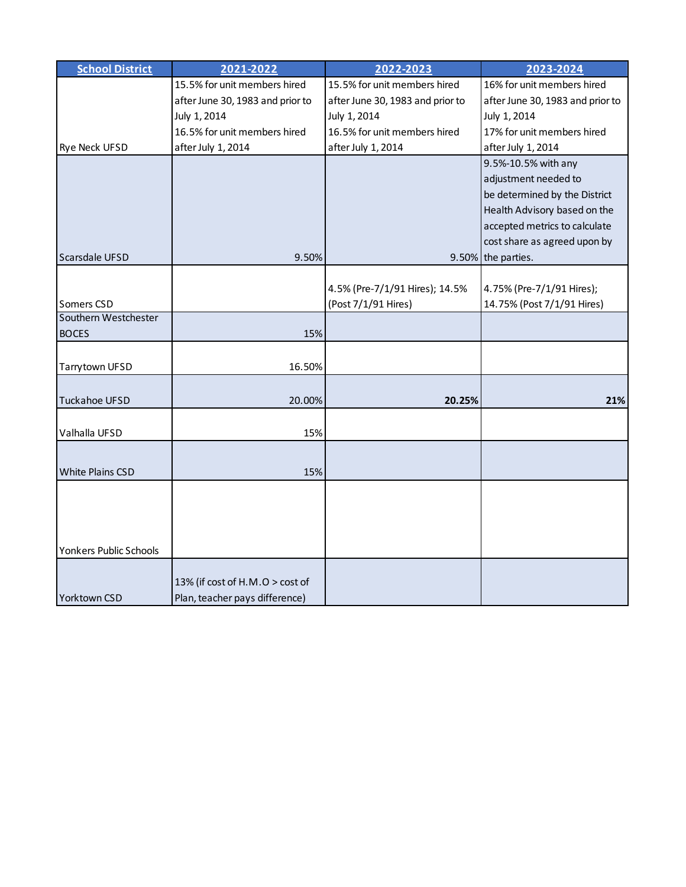| School District | 2021-2022 | 2022-2023 | 2023-2024 |
|---|---|---|---|
| Rye Neck UFSD | 15.5% for unit members hired after June 30, 1983 and prior to July 1, 2014<br>16.5% for unit members hired after July 1, 2014 | 15.5% for unit members hired after June 30, 1983 and prior to July 1, 2014<br>16.5% for unit members hired after July 1, 2014 | 16% for unit members hired after June 30, 1983 and prior to July 1, 2014<br>17% for unit members hired after July 1, 2014 |
| Scarsdale UFSD | 9.50% | 9.50% | 9.5%-10.5% with any adjustment needed to be determined by the District Health Advisory based on the accepted metrics to calculate cost share as agreed upon by the parties. |
| Somers CSD | | 4.5% (Pre-7/1/91 Hires); 14.5% (Post 7/1/91 Hires) | 4.75% (Pre-7/1/91 Hires); 14.75% (Post 7/1/91 Hires) |
| Southern Westchester BOCES | 15% | | |
| Tarrytown UFSD | 16.50% | | |
| Tuckahoe UFSD | 20.00% | **20.25%** | **21%** |
| Valhalla UFSD | 15% | | |
| White Plains CSD | 15% | | |
| Yonkers Public Schools | | | |
| Yorktown CSD | 13% (if cost of H.M.O > cost of Plan, teacher pays difference) | | |